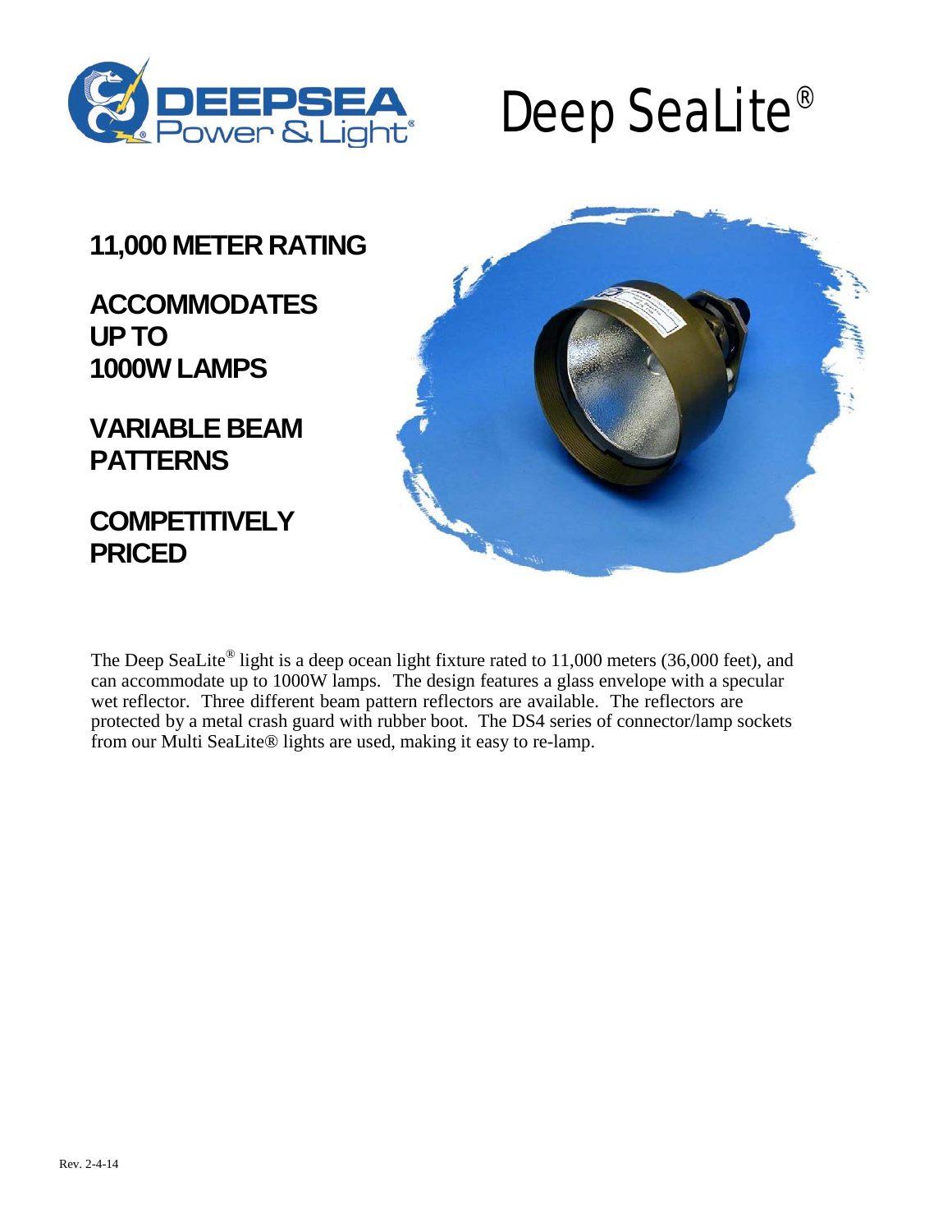DEEPSEA Power & Light®

# Deep SeaLite®

**11,000 METER RATING**

**ACCOMMODATES UP TO 1000W LAMPS**

**VARIABLE BEAM PATTERNS**

**COMPETITIVELY PRICED**

The Deep SeaLite® light is a deep ocean light fixture rated to 11,000 meters (36,000 feet), and can accommodate up to 1000W lamps. The design features a glass envelope with a specular wet reflector. Three different beam pattern reflectors are available. The reflectors are protected by a metal crash guard with rubber boot. The DS4 series of connector/lamp sockets from our Multi SeaLite® lights are used, making it easy to re-lamp.

Rev. 2-4-14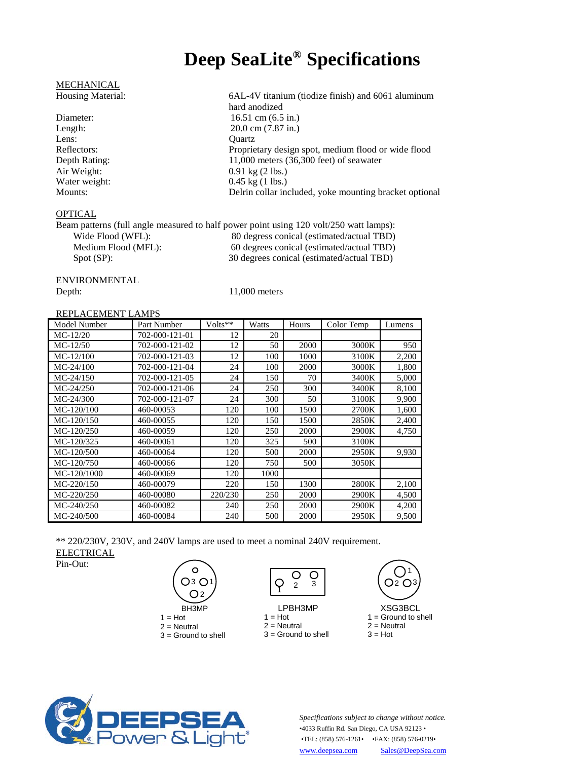# Deep SeaLite® Specifications

MECHANICAL

Housing Material: 6AL-4V titanium (tiodize finish) and 6061 aluminum hard anodized
Diameter: 16.51 cm (6.5 in.)
Length: 20.0 cm (7.87 in.)
Lens: Quartz
Reflectors: Proprietary design spot, medium flood or wide flood
Depth Rating: 11,000 meters (36,300 feet) of seawater
Air Weight: 0.91 kg (2 lbs.)
Water weight: 0.45 kg (1 lbs.)
Mounts: Delrin collar included, yoke mounting bracket optional

OPTICAL

Beam patterns (full angle measured to half power point using 120 volt/250 watt lamps):
- Wide Flood (WFL): 80 degrees conical (estimated/actual TBD)
- Medium Flood (MFL): 60 degrees conical (estimated/actual TBD)
- Spot (SP): 30 degrees conical (estimated/actual TBD)

ENVIRONMENTAL

Depth: 11,000 meters

REPLACEMENT LAMPS

| Model Number | Part Number | Volts** | Watts | Hours | Color Temp | Lumens |
|---|---|---|---|---|---|---|
| MC-12/20 | 702-000-121-01 | 12 | 20 | | | |
| MC-12/50 | 702-000-121-02 | 12 | 50 | 2000 | 3000K | 950 |
| MC-12/100 | 702-000-121-03 | 12 | 100 | 1000 | 3100K | 2,200 |
| MC-24/100 | 702-000-121-04 | 24 | 100 | 2000 | 3000K | 1,800 |
| MC-24/150 | 702-000-121-05 | 24 | 150 | 70 | 3400K | 5,000 |
| MC-24/250 | 702-000-121-06 | 24 | 250 | 300 | 3400K | 8,100 |
| MC-24/300 | 702-000-121-07 | 24 | 300 | 50 | 3100K | 9,900 |
| MC-120/100 | 460-00053 | 120 | 100 | 1500 | 2700K | 1,600 |
| MC-120/150 | 460-00055 | 120 | 150 | 1500 | 2850K | 2,400 |
| MC-120/250 | 460-00059 | 120 | 250 | 2000 | 2900K | 4,750 |
| MC-120/325 | 460-00061 | 120 | 325 | 500 | 3100K | |
| MC-120/500 | 460-00064 | 120 | 500 | 2000 | 2950K | 9,930 |
| MC-120/750 | 460-00066 | 120 | 750 | 500 | 3050K | |
| MC-120/1000 | 460-00069 | 120 | 1000 | | | |
| MC-220/150 | 460-00079 | 220 | 150 | 1300 | 2800K | 2,100 |
| MC-220/250 | 460-00080 | 220/230 | 250 | 2000 | 2900K | 4,500 |
| MC-240/250 | 460-00082 | 240 | 250 | 2000 | 2900K | 4,200 |
| MC-240/500 | 460-00084 | 240 | 500 | 2000 | 2950K | 9,500 |

** 220/230V, 230V, and 240V lamps are used to meet a nominal 240V requirement.

ELECTRICAL

Pin-Out:

BH3MP
1 = Hot
2 = Neutral
3 = Ground to shell

LPBH3MP
1 = Hot
2 = Neutral
3 = Ground to shell

XSG3BCL
1 = Ground to shell
2 = Neutral
3 = Hot

DEEPSEA Power & Light®

*Specifications subject to change without notice.*
•4033 Ruffin Rd. San Diego, CA USA 92123 •
•TEL: (858) 576-1261• •FAX: (858) 576-0219•
www.deepsea.com Sales@DeepSea.com